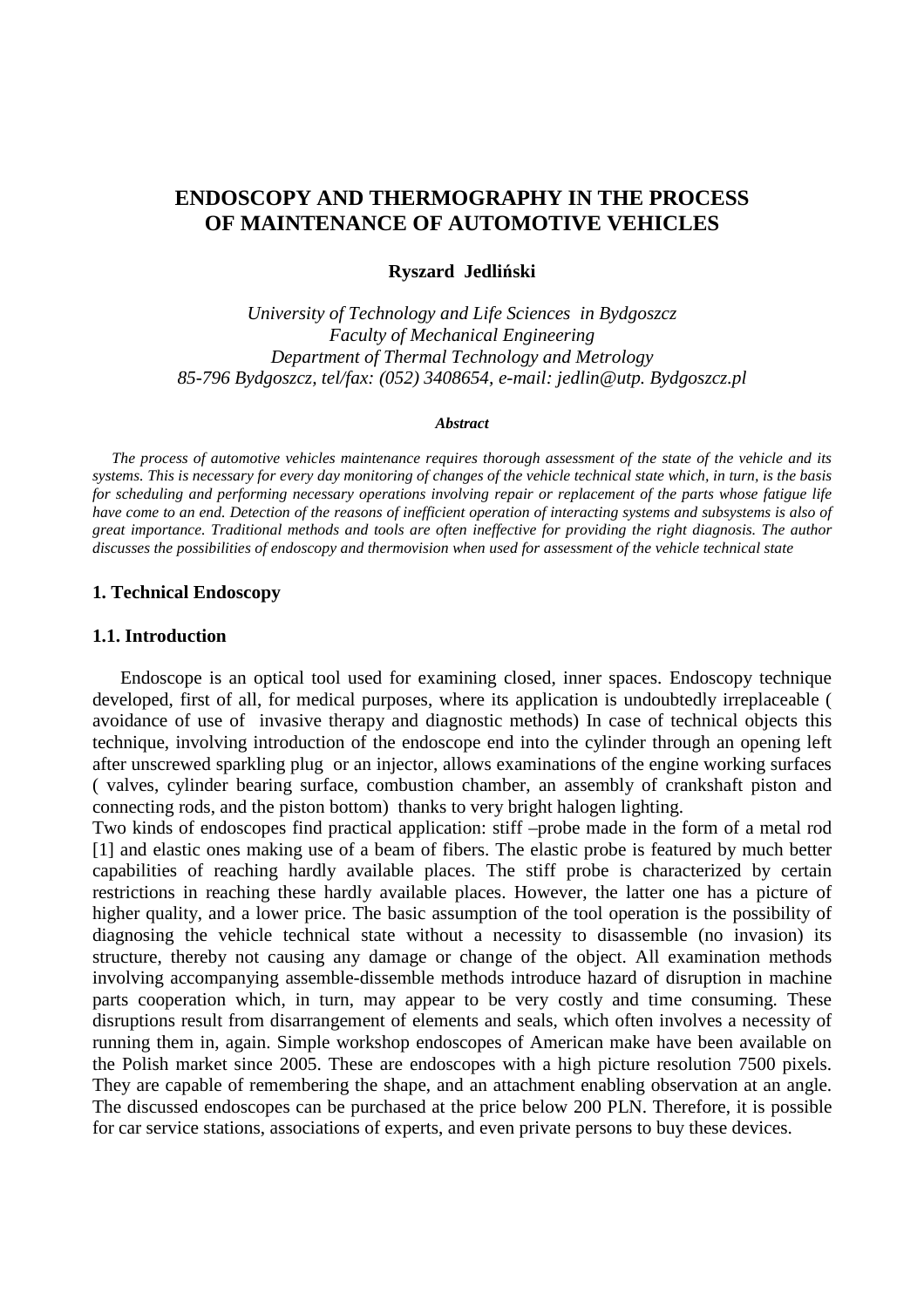# ENDOSCOPY AND THERMOGRAPHY IN THE PROCESS OF MAINTENANCE OF AUTOMOTIVE VEHICLES

**Ryszard Jedliński**

*University of Technology and Life Sciences in Bydgoszcz*
*Faculty of Mechanical Engineering*
*Department of Thermal Technology and Metrology*
*85-796 Bydgoszcz, tel/fax: (052) 3408654, e-mail: jedlin@utp. Bydgoszcz.pl*

***Abstract***

*The process of automotive vehicles maintenance requires thorough assessment of the state of the vehicle and its systems. This is necessary for every day monitoring of changes of the vehicle technical state which, in turn, is the basis for scheduling and performing necessary operations involving repair or replacement of the parts whose fatigue life have come to an end. Detection of the reasons of inefficient operation of interacting systems and subsystems is also of great importance. Traditional methods and tools are often ineffective for providing the right diagnosis. The author discusses the possibilities of endoscopy and thermovision when used for assessment of the vehicle technical state*

## 1. Technical Endoscopy

### 1.1. Introduction

Endoscope is an optical tool used for examining closed, inner spaces. Endoscopy technique developed, first of all, for medical purposes, where its application is undoubtedly irreplaceable ( avoidance of use of invasive therapy and diagnostic methods) In case of technical objects this technique, involving introduction of the endoscope end into the cylinder through an opening left after unscrewed sparkling plug or an injector, allows examinations of the engine working surfaces ( valves, cylinder bearing surface, combustion chamber, an assembly of crankshaft piston and connecting rods, and the piston bottom) thanks to very bright halogen lighting.
Two kinds of endoscopes find practical application: stiff –probe made in the form of a metal rod [1] and elastic ones making use of a beam of fibers. The elastic probe is featured by much better capabilities of reaching hardly available places. The stiff probe is characterized by certain restrictions in reaching these hardly available places. However, the latter one has a picture of higher quality, and a lower price. The basic assumption of the tool operation is the possibility of diagnosing the vehicle technical state without a necessity to disassemble (no invasion) its structure, thereby not causing any damage or change of the object. All examination methods involving accompanying assemble-dissemble methods introduce hazard of disruption in machine parts cooperation which, in turn, may appear to be very costly and time consuming. These disruptions result from disarrangement of elements and seals, which often involves a necessity of running them in, again. Simple workshop endoscopes of American make have been available on the Polish market since 2005. These are endoscopes with a high picture resolution 7500 pixels. They are capable of remembering the shape, and an attachment enabling observation at an angle. The discussed endoscopes can be purchased at the price below 200 PLN. Therefore, it is possible for car service stations, associations of experts, and even private persons to buy these devices.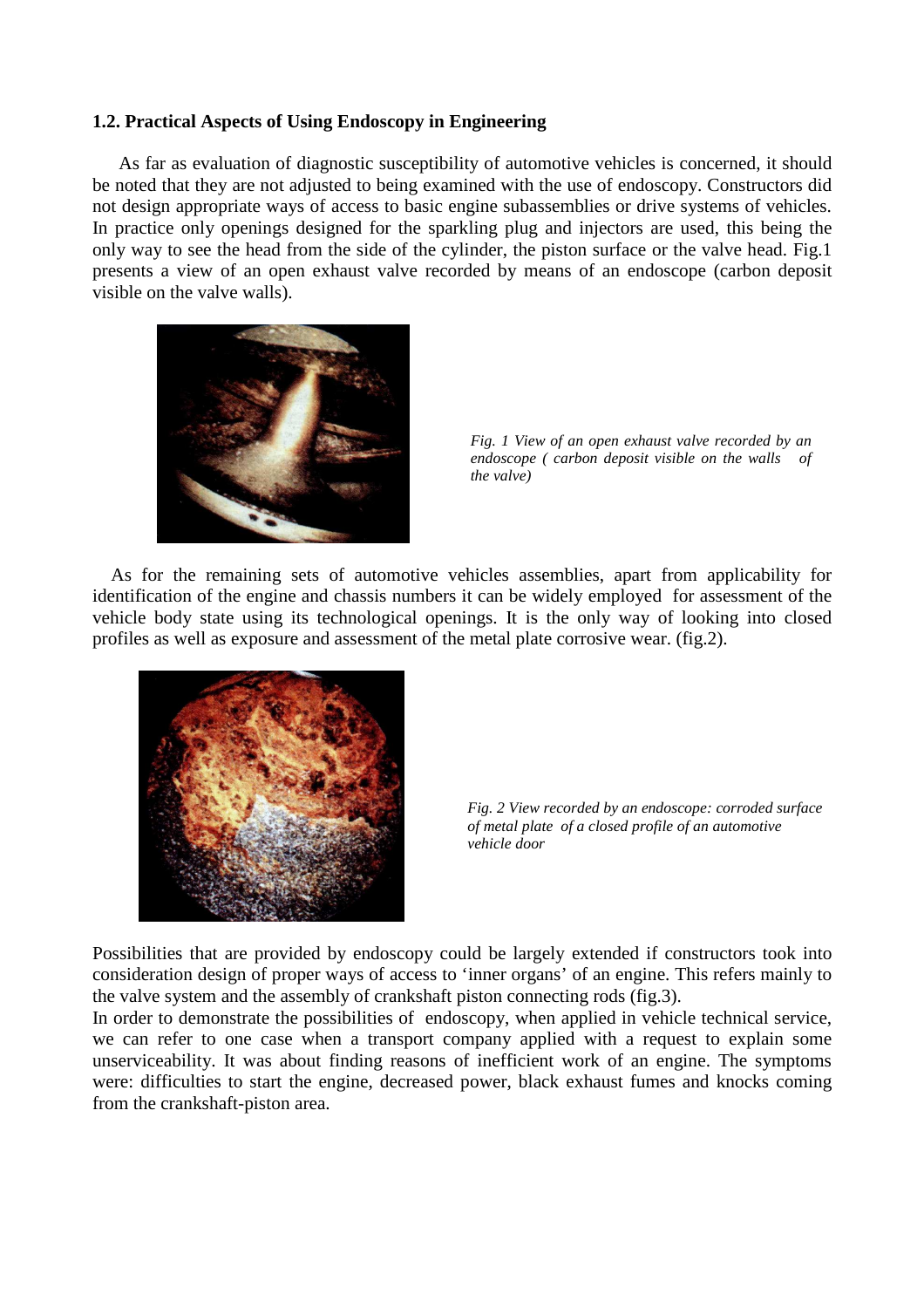### 1.2. Practical Aspects of Using Endoscopy in Engineering

As far as evaluation of diagnostic susceptibility of automotive vehicles is concerned, it should be noted that they are not adjusted to being examined with the use of endoscopy. Constructors did not design appropriate ways of access to basic engine subassemblies or drive systems of vehicles. In practice only openings designed for the sparkling plug and injectors are used, this being the only way to see the head from the side of the cylinder, the piston surface or the valve head. Fig.1 presents a view of an open exhaust valve recorded by means of an endoscope (carbon deposit visible on the valve walls).

*Fig. 1 View of an open exhaust valve recorded by an endoscope ( carbon deposit visible on the walls of the valve)*

As for the remaining sets of automotive vehicles assemblies, apart from applicability for identification of the engine and chassis numbers it can be widely employed for assessment of the vehicle body state using its technological openings. It is the only way of looking into closed profiles as well as exposure and assessment of the metal plate corrosive wear. (fig.2).

*Fig. 2 View recorded by an endoscope: corroded surface of metal plate of a closed profile of an automotive vehicle door*

Possibilities that are provided by endoscopy could be largely extended if constructors took into consideration design of proper ways of access to 'inner organs' of an engine. This refers mainly to the valve system and the assembly of crankshaft piston connecting rods (fig.3).

In order to demonstrate the possibilities of endoscopy, when applied in vehicle technical service, we can refer to one case when a transport company applied with a request to explain some unserviceability. It was about finding reasons of inefficient work of an engine. The symptoms were: difficulties to start the engine, decreased power, black exhaust fumes and knocks coming from the crankshaft-piston area.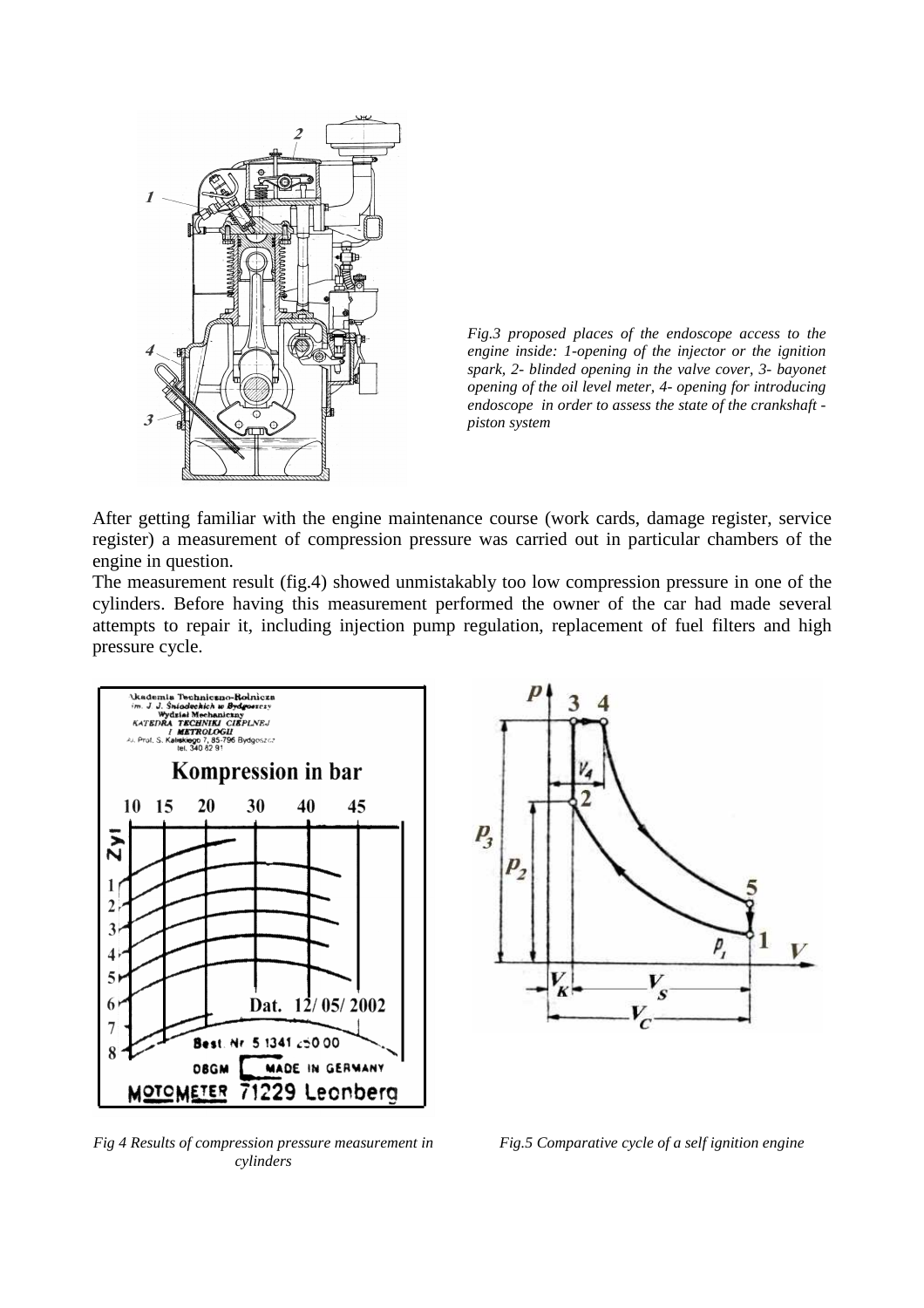*Fig.3 proposed places of the endoscope access to the engine inside: 1-opening of the injector or the ignition spark, 2- blinded opening in the valve cover, 3- bayonet opening of the oil level meter, 4- opening for introducing endoscope in order to assess the state of the crankshaft - piston system*

After getting familiar with the engine maintenance course (work cards, damage register, service register) a measurement of compression pressure was carried out in particular chambers of the engine in question.

The measurement result (fig.4) showed unmistakably too low compression pressure in one of the cylinders. Before having this measurement performed the owner of the car had made several attempts to repair it, including injection pump regulation, replacement of fuel filters and high pressure cycle.

*Fig 4 Results of compression pressure measurement in cylinders*

*Fig.5 Comparative cycle of a self ignition engine*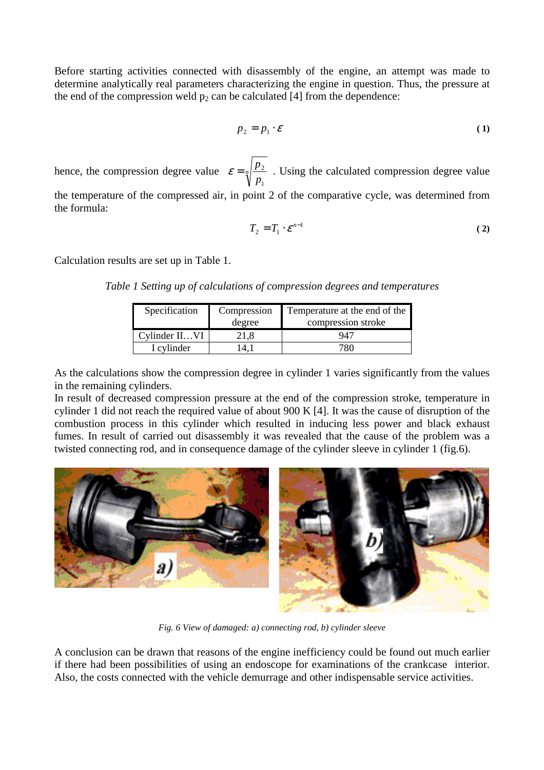Before starting activities connected with disassembly of the engine, an attempt was made to determine analytically real parameters characterizing the engine in question. Thus, the pressure at the end of the compression weld $p_2$ can be calculated [4] from the dependence:

$$p_2 = p_1 \cdot \varepsilon \tag{1}$$

hence, the compression degree value $\varepsilon = \sqrt[n]{\frac{p_2}{p_1}}$. Using the calculated compression degree value the temperature of the compressed air, in point 2 of the comparative cycle, was determined from the formula:

$$T_2 = T_1 \cdot \varepsilon^{n-1} \tag{2}$$

Calculation results are set up in Table 1.

*Table 1 Setting up of calculations of compression degrees and temperatures*

| Specification | Compression degree | Temperature at the end of the compression stroke |
|---|---|---|
| Cylinder II…VI | 21,8 | 947 |
| I cylinder | 14,1 | 780 |

As the calculations show the compression degree in cylinder 1 varies significantly from the values in the remaining cylinders.

In result of decreased compression pressure at the end of the compression stroke, temperature in cylinder 1 did not reach the required value of about 900 K [4]. It was the cause of disruption of the combustion process in this cylinder which resulted in inducing less power and black exhaust fumes. In result of carried out disassembly it was revealed that the cause of the problem was a twisted connecting rod, and in consequence damage of the cylinder sleeve in cylinder 1 (fig.6).

*Fig. 6 View of damaged: a) connecting rod, b) cylinder sleeve*

A conclusion can be drawn that reasons of the engine inefficiency could be found out much earlier if there had been possibilities of using an endoscope for examinations of the crankcase interior. Also, the costs connected with the vehicle demurrage and other indispensable service activities.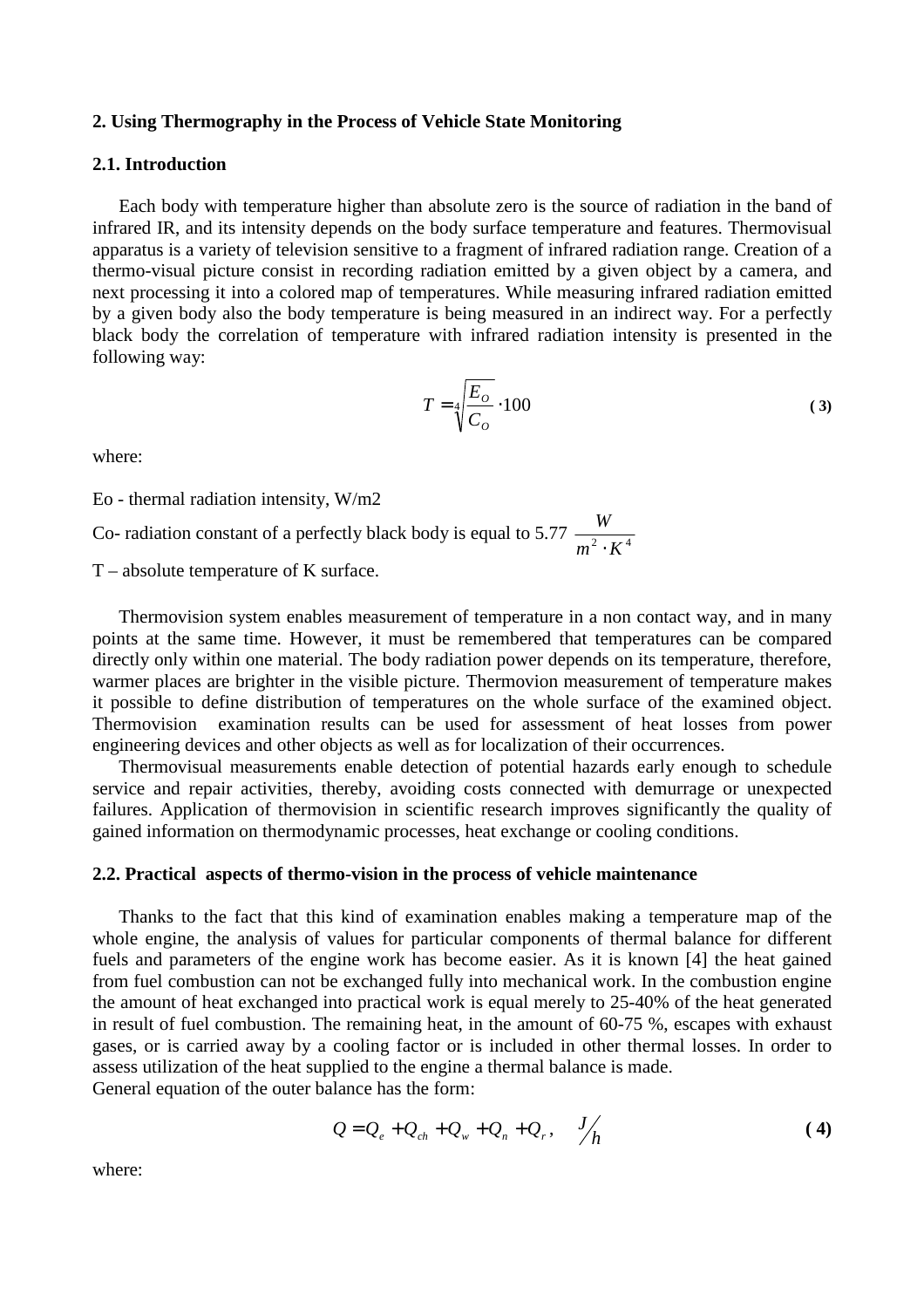## 2. Using Thermography in the Process of Vehicle State Monitoring

### 2.1. Introduction

Each body with temperature higher than absolute zero is the source of radiation in the band of infrared IR, and its intensity depends on the body surface temperature and features. Thermovisual apparatus is a variety of television sensitive to a fragment of infrared radiation range. Creation of a thermo-visual picture consist in recording radiation emitted by a given object by a camera, and next processing it into a colored map of temperatures. While measuring infrared radiation emitted by a given body also the body temperature is being measured in an indirect way. For a perfectly black body the correlation of temperature with infrared radiation intensity is presented in the following way:

$$T = \sqrt[4]{\frac{E_O}{C_O}} \cdot 100 \tag{3}$$

where:

Eo - thermal radiation intensity, W/m2

Co- radiation constant of a perfectly black body is equal to 5.77 $\frac{W}{m^2 \cdot K^4}$

T – absolute temperature of K surface.

Thermovision system enables measurement of temperature in a non contact way, and in many points at the same time. However, it must be remembered that temperatures can be compared directly only within one material. The body radiation power depends on its temperature, therefore, warmer places are brighter in the visible picture. Thermovion measurement of temperature makes it possible to define distribution of temperatures on the whole surface of the examined object. Thermovision examination results can be used for assessment of heat losses from power engineering devices and other objects as well as for localization of their occurrences.

Thermovisual measurements enable detection of potential hazards early enough to schedule service and repair activities, thereby, avoiding costs connected with demurrage or unexpected failures. Application of thermovision in scientific research improves significantly the quality of gained information on thermodynamic processes, heat exchange or cooling conditions.

### 2.2. Practical aspects of thermo-vision in the process of vehicle maintenance

Thanks to the fact that this kind of examination enables making a temperature map of the whole engine, the analysis of values for particular components of thermal balance for different fuels and parameters of the engine work has become easier. As it is known [4] the heat gained from fuel combustion can not be exchanged fully into mechanical work. In the combustion engine the amount of heat exchanged into practical work is equal merely to 25-40% of the heat generated in result of fuel combustion. The remaining heat, in the amount of 60-75 %, escapes with exhaust gases, or is carried away by a cooling factor or is included in other thermal losses. In order to assess utilization of the heat supplied to the engine a thermal balance is made.
General equation of the outer balance has the form:

$$Q = Q_e + Q_{ch} + Q_w + Q_n + Q_r, \quad J/h \tag{4}$$

where: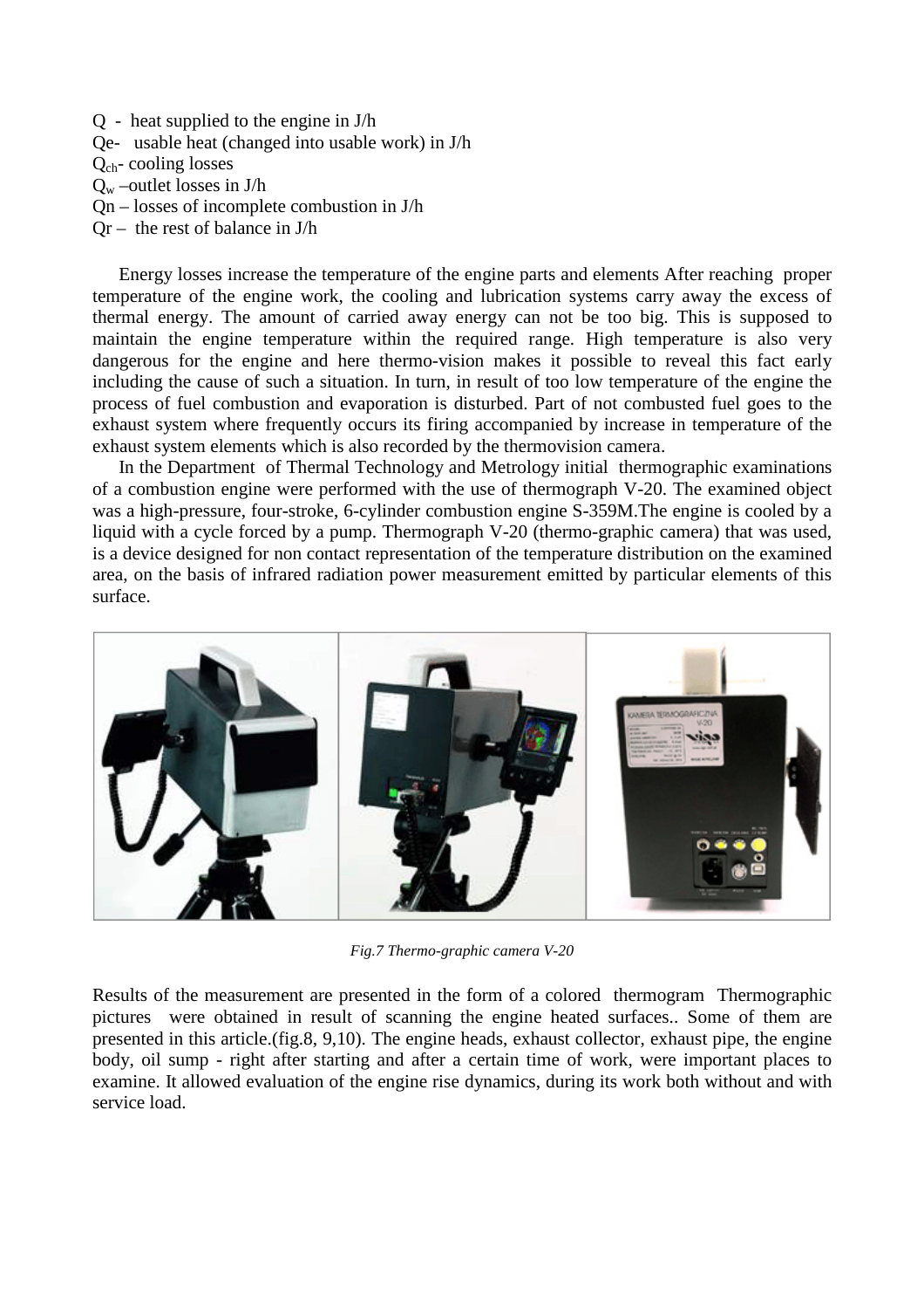Q - heat supplied to the engine in J/h
Qe- usable heat (changed into usable work) in J/h
$Q_{ch}$- cooling losses
$Q_w$ –outlet losses in J/h
Qn – losses of incomplete combustion in J/h
Qr – the rest of balance in J/h

Energy losses increase the temperature of the engine parts and elements After reaching proper temperature of the engine work, the cooling and lubrication systems carry away the excess of thermal energy. The amount of carried away energy can not be too big. This is supposed to maintain the engine temperature within the required range. High temperature is also very dangerous for the engine and here thermo-vision makes it possible to reveal this fact early including the cause of such a situation. In turn, in result of too low temperature of the engine the process of fuel combustion and evaporation is disturbed. Part of not combusted fuel goes to the exhaust system where frequently occurs its firing accompanied by increase in temperature of the exhaust system elements which is also recorded by the thermovision camera.

In the Department of Thermal Technology and Metrology initial thermographic examinations of a combustion engine were performed with the use of thermograph V-20. The examined object was a high-pressure, four-stroke, 6-cylinder combustion engine S-359M.The engine is cooled by a liquid with a cycle forced by a pump. Thermograph V-20 (thermo-graphic camera) that was used, is a device designed for non contact representation of the temperature distribution on the examined area, on the basis of infrared radiation power measurement emitted by particular elements of this surface.

*Fig.7 Thermo-graphic camera V-20*

Results of the measurement are presented in the form of a colored thermogram Thermographic pictures were obtained in result of scanning the engine heated surfaces.. Some of them are presented in this article.(fig.8, 9,10). The engine heads, exhaust collector, exhaust pipe, the engine body, oil sump - right after starting and after a certain time of work, were important places to examine. It allowed evaluation of the engine rise dynamics, during its work both without and with service load.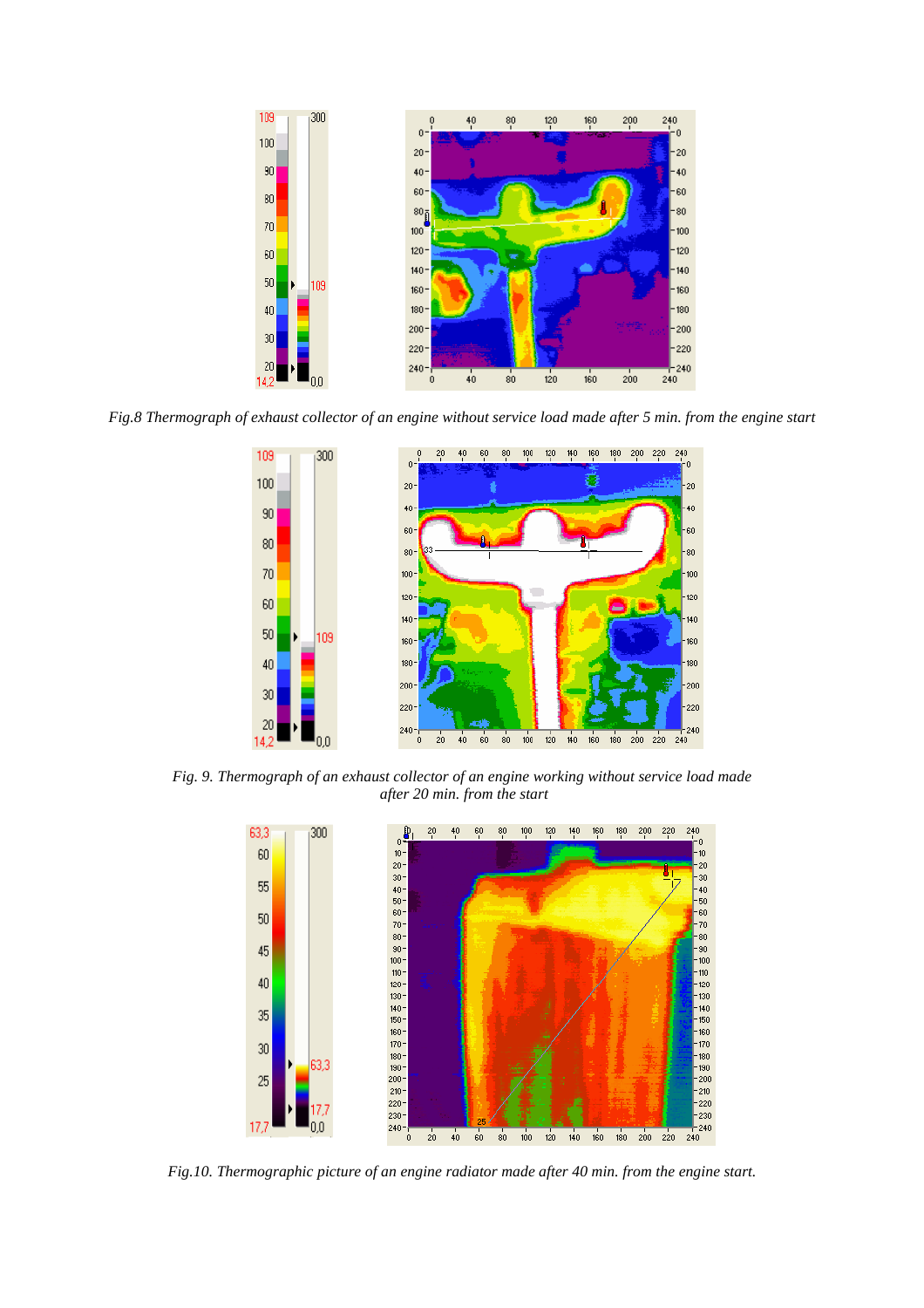*Fig.8 Thermograph of exhaust collector of an engine without service load made after 5 min. from the engine start*

*Fig. 9. Thermograph of an exhaust collector of an engine working without service load made after 20 min. from the start*

*Fig.10. Thermographic picture of an engine radiator made after 40 min. from the engine start.*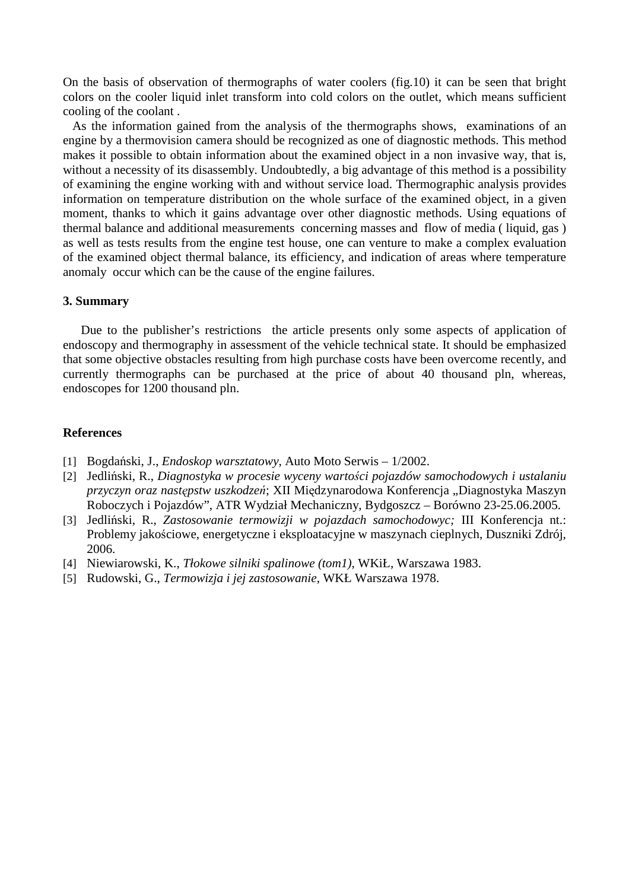On the basis of observation of thermographs of water coolers (fig.10) it can be seen that bright colors on the cooler liquid inlet transform into cold colors on the outlet, which means sufficient cooling of the coolant .

As the information gained from the analysis of the thermographs shows, examinations of an engine by a thermovision camera should be recognized as one of diagnostic methods. This method makes it possible to obtain information about the examined object in a non invasive way, that is, without a necessity of its disassembly. Undoubtedly, a big advantage of this method is a possibility of examining the engine working with and without service load. Thermographic analysis provides information on temperature distribution on the whole surface of the examined object, in a given moment, thanks to which it gains advantage over other diagnostic methods. Using equations of thermal balance and additional measurements concerning masses and flow of media ( liquid, gas ) as well as tests results from the engine test house, one can venture to make a complex evaluation of the examined object thermal balance, its efficiency, and indication of areas where temperature anomaly occur which can be the cause of the engine failures.

### 3. Summary

Due to the publisher's restrictions the article presents only some aspects of application of endoscopy and thermography in assessment of the vehicle technical state. It should be emphasized that some objective obstacles resulting from high purchase costs have been overcome recently, and currently thermographs can be purchased at the price of about 40 thousand pln, whereas, endoscopes for 1200 thousand pln.

### References

[1] Bogdański, J., *Endoskop warsztatowy*, Auto Moto Serwis – 1/2002.

[2] Jedliński, R., *Diagnostyka w procesie wyceny wartości pojazdów samochodowych i ustalaniu przyczyn oraz następstw uszkodzeń*; XII Międzynarodowa Konferencja „Diagnostyka Maszyn Roboczych i Pojazdów", ATR Wydział Mechaniczny, Bydgoszcz – Borówno 23-25.06.2005.

[3] Jedliński, R., *Zastosowanie termowizji w pojazdach samochodowyc;* III Konferencja nt.: Problemy jakościowe, energetyczne i eksploatacyjne w maszynach cieplnych, Duszniki Zdrój, 2006.

[4] Niewiarowski, K., *Tłokowe silniki spalinowe (tom1)*, WKiŁ, Warszawa 1983.

[5] Rudowski, G., *Termowizja i jej zastosowanie*, WKŁ Warszawa 1978.